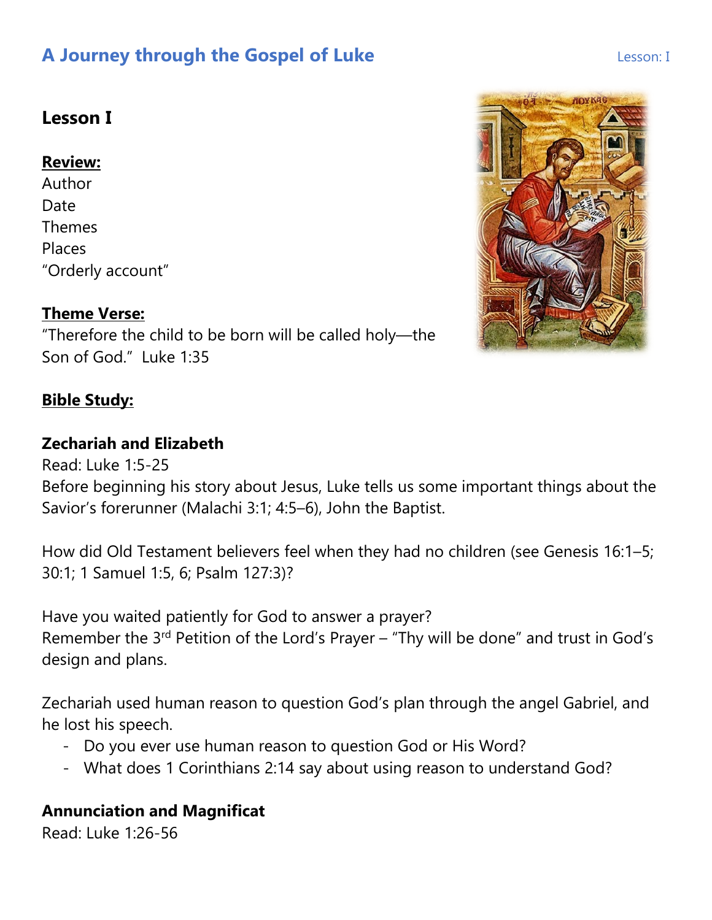# A Journey through the Gospel of Luke

Lesson: I

## Lesson I

**Review:**

Author
Date
Themes
Places
"Orderly account"

**Theme Verse:**

"Therefore the child to be born will be called holy—the Son of God." Luke 1:35

**Bible Study:**

### Zechariah and Elizabeth

Read: Luke 1:5-25

Before beginning his story about Jesus, Luke tells us some important things about the Savior's forerunner (Malachi 3:1; 4:5–6), John the Baptist.

How did Old Testament believers feel when they had no children (see Genesis 16:1–5; 30:1; 1 Samuel 1:5, 6; Psalm 127:3)?

Have you waited patiently for God to answer a prayer?
Remember the 3rd Petition of the Lord's Prayer – "Thy will be done" and trust in God's design and plans.

Zechariah used human reason to question God's plan through the angel Gabriel, and he lost his speech.

- Do you ever use human reason to question God or His Word?
- What does 1 Corinthians 2:14 say about using reason to understand God?

### Annunciation and Magnificat

Read: Luke 1:26-56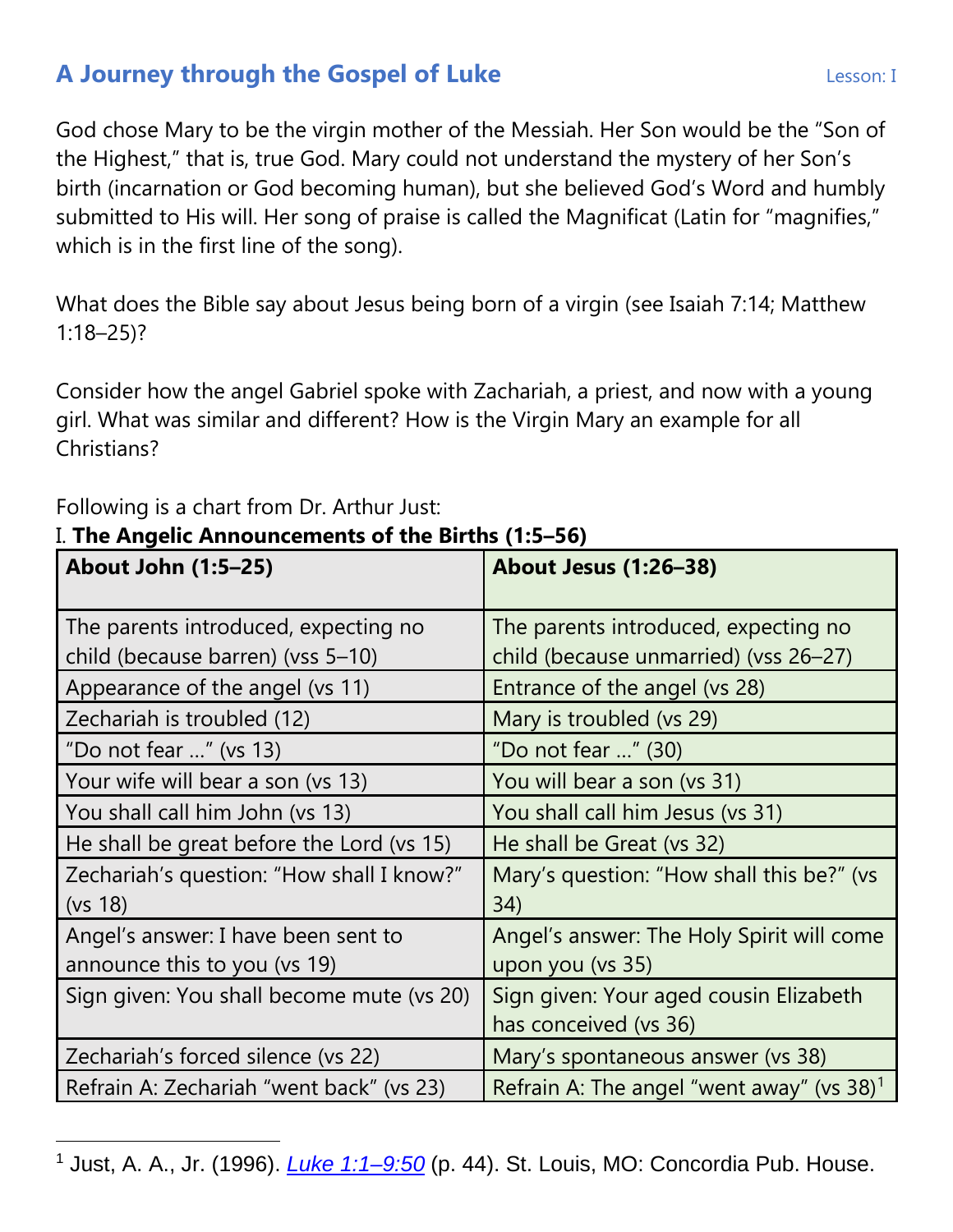God chose Mary to be the virgin mother of the Messiah. Her Son would be the "Son of the Highest," that is, true God. Mary could not understand the mystery of her Son's birth (incarnation or God becoming human), but she believed God's Word and humbly submitted to His will. Her song of praise is called the Magnificat (Latin for "magnifies," which is in the first line of the song).

What does the Bible say about Jesus being born of a virgin (see Isaiah 7:14; Matthew 1:18–25)?

Consider how the angel Gabriel spoke with Zachariah, a priest, and now with a young girl. What was similar and different? How is the Virgin Mary an example for all Christians?

Following is a chart from Dr. Arthur Just:

I. **The Angelic Announcements of the Births (1:5–56)**

| **About John (1:5–25)** | **About Jesus (1:26–38)** |
|---|---|
| The parents introduced, expecting no child (because barren) (vss 5–10) | The parents introduced, expecting no child (because unmarried) (vss 26–27) |
| Appearance of the angel (vs 11) | Entrance of the angel (vs 28) |
| Zechariah is troubled (12) | Mary is troubled (vs 29) |
| "Do not fear …" (vs 13) | "Do not fear …" (30) |
| Your wife will bear a son (vs 13) | You will bear a son (vs 31) |
| You shall call him John (vs 13) | You shall call him Jesus (vs 31) |
| He shall be great before the Lord (vs 15) | He shall be Great (vs 32) |
| Zechariah's question: "How shall I know?" (vs 18) | Mary's question: "How shall this be?" (vs 34) |
| Angel's answer: I have been sent to announce this to you (vs 19) | Angel's answer: The Holy Spirit will come upon you (vs 35) |
| Sign given: You shall become mute (vs 20) | Sign given: Your aged cousin Elizabeth has conceived (vs 36) |
| Zechariah's forced silence (vs 22) | Mary's spontaneous answer (vs 38) |
| Refrain A: Zechariah "went back" (vs 23) | Refrain A: The angel "went away" (vs 38)[1] |

[1] Just, A. A., Jr. (1996). *Luke 1:1–9:50* (p. 44). St. Louis, MO: Concordia Pub. House.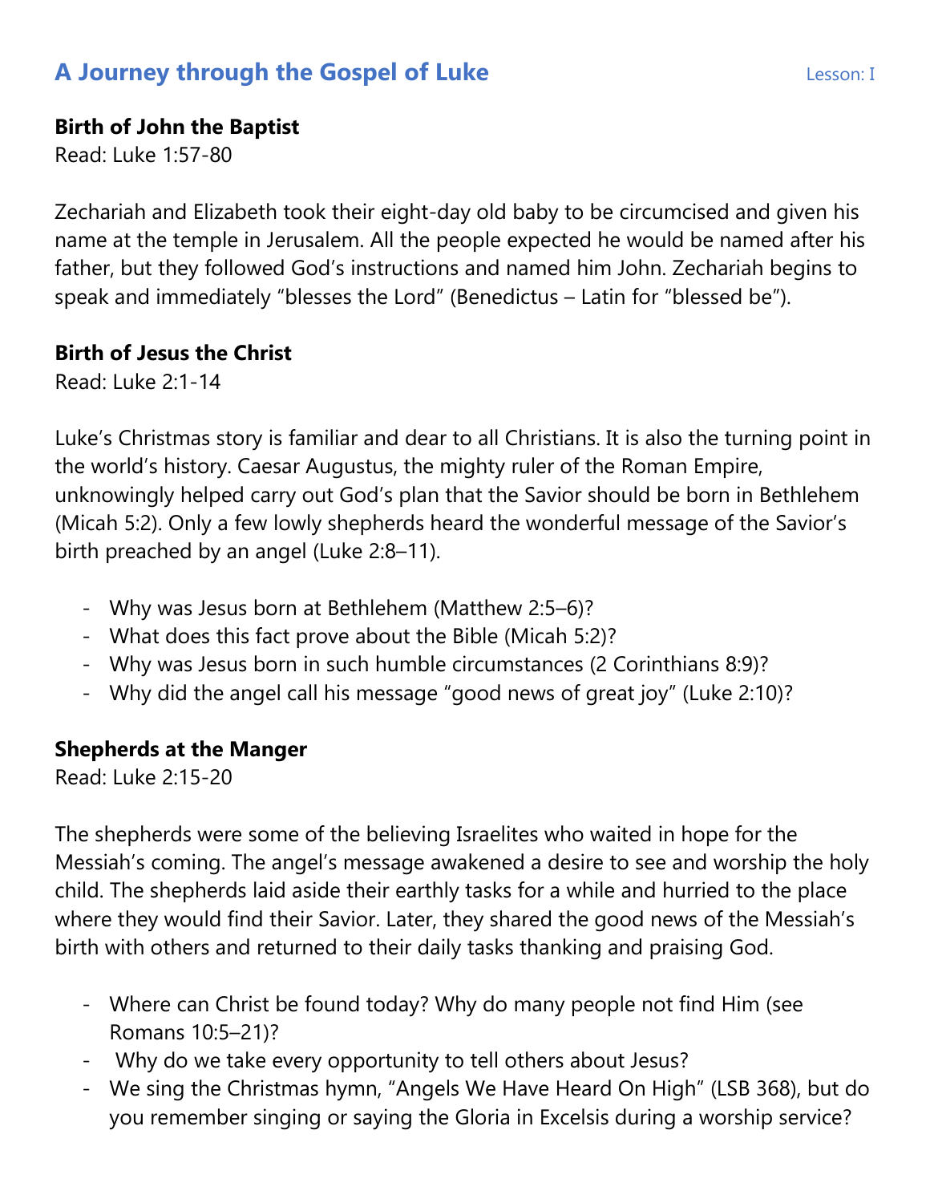# A Journey through the Gospel of Luke

Lesson: I

**Birth of John the Baptist**
Read: Luke 1:57-80

Zechariah and Elizabeth took their eight-day old baby to be circumcised and given his name at the temple in Jerusalem. All the people expected he would be named after his father, but they followed God's instructions and named him John. Zechariah begins to speak and immediately "blesses the Lord" (Benedictus – Latin for "blessed be").

**Birth of Jesus the Christ**
Read: Luke 2:1-14

Luke's Christmas story is familiar and dear to all Christians. It is also the turning point in the world's history. Caesar Augustus, the mighty ruler of the Roman Empire, unknowingly helped carry out God's plan that the Savior should be born in Bethlehem (Micah 5:2). Only a few lowly shepherds heard the wonderful message of the Savior's birth preached by an angel (Luke 2:8–11).

- Why was Jesus born at Bethlehem (Matthew 2:5–6)?
- What does this fact prove about the Bible (Micah 5:2)?
- Why was Jesus born in such humble circumstances (2 Corinthians 8:9)?
- Why did the angel call his message "good news of great joy" (Luke 2:10)?

**Shepherds at the Manger**
Read: Luke 2:15-20

The shepherds were some of the believing Israelites who waited in hope for the Messiah's coming. The angel's message awakened a desire to see and worship the holy child. The shepherds laid aside their earthly tasks for a while and hurried to the place where they would find their Savior. Later, they shared the good news of the Messiah's birth with others and returned to their daily tasks thanking and praising God.

- Where can Christ be found today? Why do many people not find Him (see Romans 10:5–21)?
- Why do we take every opportunity to tell others about Jesus?
- We sing the Christmas hymn, "Angels We Have Heard On High" (LSB 368), but do you remember singing or saying the Gloria in Excelsis during a worship service?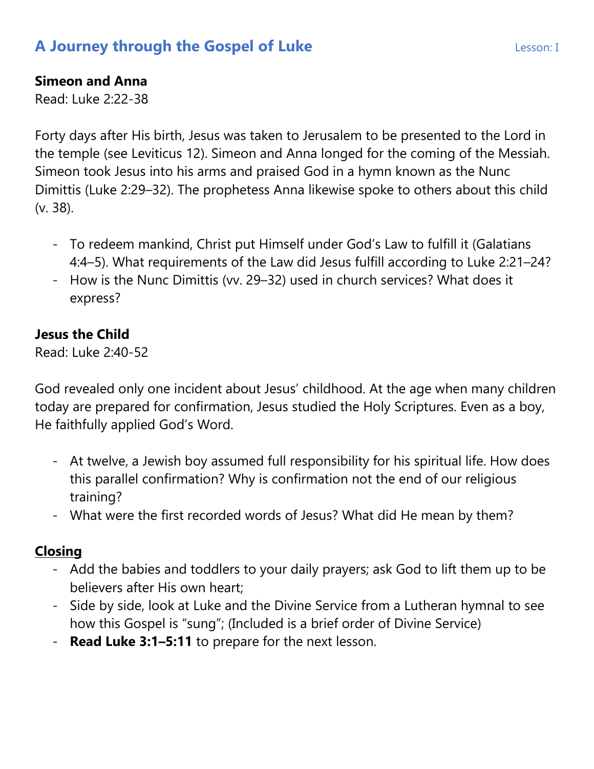## A Journey through the Gospel of Luke

Lesson: I

**Simeon and Anna**
Read: Luke 2:22-38

Forty days after His birth, Jesus was taken to Jerusalem to be presented to the Lord in the temple (see Leviticus 12). Simeon and Anna longed for the coming of the Messiah. Simeon took Jesus into his arms and praised God in a hymn known as the Nunc Dimittis (Luke 2:29–32). The prophetess Anna likewise spoke to others about this child (v. 38).

- To redeem mankind, Christ put Himself under God's Law to fulfill it (Galatians 4:4–5). What requirements of the Law did Jesus fulfill according to Luke 2:21–24?
- How is the Nunc Dimittis (vv. 29–32) used in church services? What does it express?

**Jesus the Child**
Read: Luke 2:40-52

God revealed only one incident about Jesus' childhood. At the age when many children today are prepared for confirmation, Jesus studied the Holy Scriptures. Even as a boy, He faithfully applied God's Word.

- At twelve, a Jewish boy assumed full responsibility for his spiritual life. How does this parallel confirmation? Why is confirmation not the end of our religious training?
- What were the first recorded words of Jesus? What did He mean by them?

**Closing**

- Add the babies and toddlers to your daily prayers; ask God to lift them up to be believers after His own heart;
- Side by side, look at Luke and the Divine Service from a Lutheran hymnal to see how this Gospel is "sung"; (Included is a brief order of Divine Service)
- **Read Luke 3:1–5:11** to prepare for the next lesson.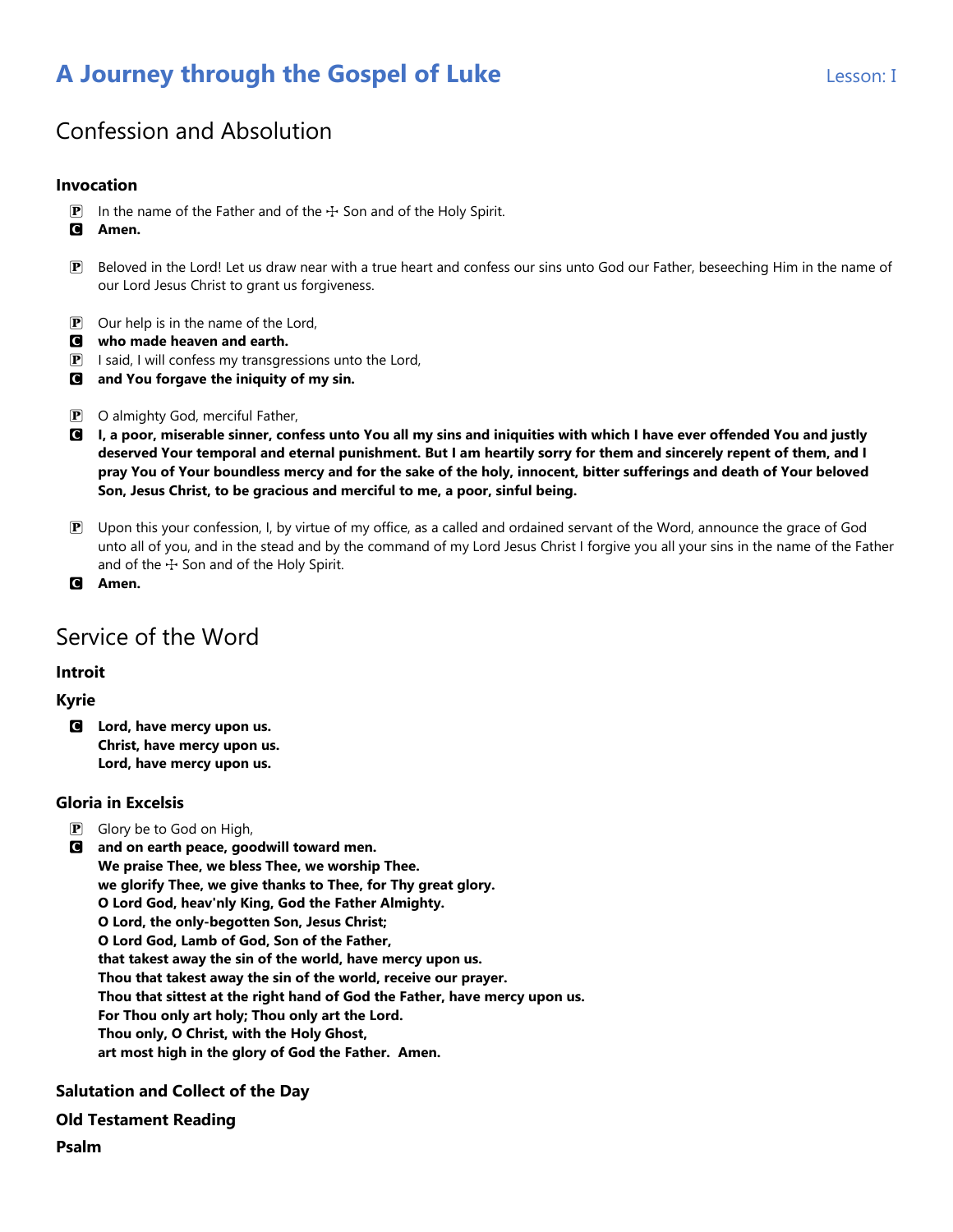# A Journey through the Gospel of Luke

Lesson: I

## Confession and Absolution

### Invocation

P In the name of the Father and of the ☩ Son and of the Holy Spirit.
C **Amen.**

P Beloved in the Lord! Let us draw near with a true heart and confess our sins unto God our Father, beseeching Him in the name of our Lord Jesus Christ to grant us forgiveness.

P Our help is in the name of the Lord,
C **who made heaven and earth.**
P I said, I will confess my transgressions unto the Lord,
C **and You forgave the iniquity of my sin.**

P O almighty God, merciful Father,
C **I, a poor, miserable sinner, confess unto You all my sins and iniquities with which I have ever offended You and justly deserved Your temporal and eternal punishment. But I am heartily sorry for them and sincerely repent of them, and I pray You of Your boundless mercy and for the sake of the holy, innocent, bitter sufferings and death of Your beloved Son, Jesus Christ, to be gracious and merciful to me, a poor, sinful being.**

P Upon this your confession, I, by virtue of my office, as a called and ordained servant of the Word, announce the grace of God unto all of you, and in the stead and by the command of my Lord Jesus Christ I forgive you all your sins in the name of the Father and of the ☩ Son and of the Holy Spirit.
C **Amen.**

## Service of the Word

### Introit

### Kyrie

C **Lord, have mercy upon us.**
**Christ, have mercy upon us.**
**Lord, have mercy upon us.**

### Gloria in Excelsis

P Glory be to God on High,
C **and on earth peace, goodwill toward men.**
**We praise Thee, we bless Thee, we worship Thee.**
**we glorify Thee, we give thanks to Thee, for Thy great glory.**
**O Lord God, heav'nly King, God the Father Almighty.**
**O Lord, the only-begotten Son, Jesus Christ;**
**O Lord God, Lamb of God, Son of the Father,**
**that takest away the sin of the world, have mercy upon us.**
**Thou that takest away the sin of the world, receive our prayer.**
**Thou that sittest at the right hand of God the Father, have mercy upon us.**
**For Thou only art holy; Thou only art the Lord.**
**Thou only, O Christ, with the Holy Ghost,**
**art most high in the glory of God the Father. Amen.**

### Salutation and Collect of the Day

### Old Testament Reading

### Psalm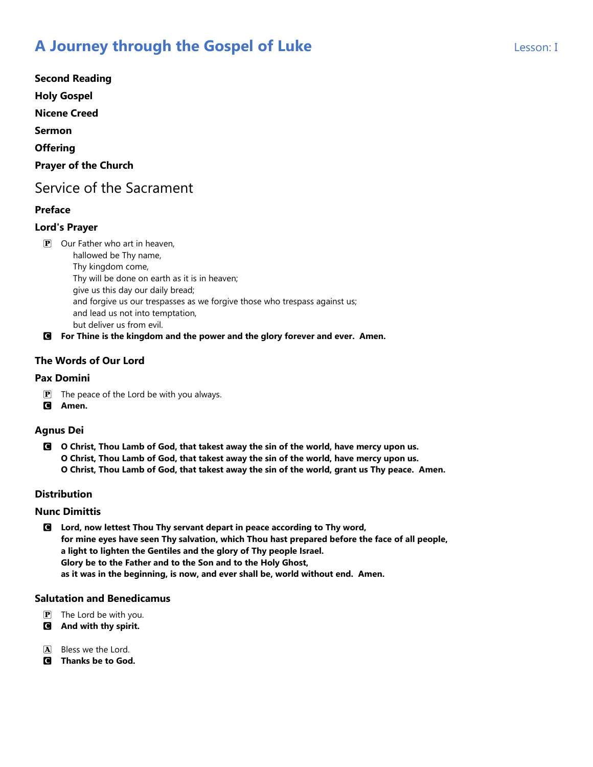Second Reading

Holy Gospel

Nicene Creed

Sermon

Offering

Prayer of the Church

## Service of the Sacrament

### Preface

### Lord's Prayer

P Our Father who art in heaven,
hallowed be Thy name,
Thy kingdom come,
Thy will be done on earth as it is in heaven;
give us this day our daily bread;
and forgive us our trespasses as we forgive those who trespass against us;
and lead us not into temptation,
but deliver us from evil.

C **For Thine is the kingdom and the power and the glory forever and ever. Amen.**

### The Words of Our Lord

### Pax Domini

P The peace of the Lord be with you always.

C **Amen.**

### Agnus Dei

C **O Christ, Thou Lamb of God, that takest away the sin of the world, have mercy upon us.**
**O Christ, Thou Lamb of God, that takest away the sin of the world, have mercy upon us.**
**O Christ, Thou Lamb of God, that takest away the sin of the world, grant us Thy peace. Amen.**

### Distribution

### Nunc Dimittis

C **Lord, now lettest Thou Thy servant depart in peace according to Thy word,**
**for mine eyes have seen Thy salvation, which Thou hast prepared before the face of all people,**
**a light to lighten the Gentiles and the glory of Thy people Israel.**
**Glory be to the Father and to the Son and to the Holy Ghost,**
**as it was in the beginning, is now, and ever shall be, world without end. Amen.**

### Salutation and Benedicamus

P The Lord be with you.

C **And with thy spirit.**

A Bless we the Lord.

C **Thanks be to God.**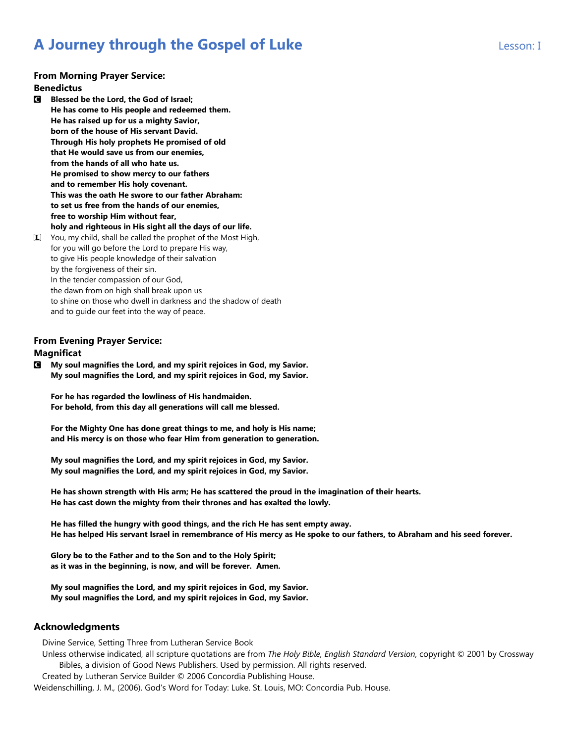# A Journey through the Gospel of Luke

Lesson: I

**From Morning Prayer Service:**

**Benedictus**

C **Blessed be the Lord, the God of Israel;**
**He has come to His people and redeemed them.**
**He has raised up for us a mighty Savior,**
**born of the house of His servant David.**
**Through His holy prophets He promised of old**
**that He would save us from our enemies,**
**from the hands of all who hate us.**
**He promised to show mercy to our fathers**
**and to remember His holy covenant.**
**This was the oath He swore to our father Abraham:**
**to set us free from the hands of our enemies,**
**free to worship Him without fear,**
**holy and righteous in His sight all the days of our life.**

L You, my child, shall be called the prophet of the Most High,
for you will go before the Lord to prepare His way,
to give His people knowledge of their salvation
by the forgiveness of their sin.
In the tender compassion of our God,
the dawn from on high shall break upon us
to shine on those who dwell in darkness and the shadow of death
and to guide our feet into the way of peace.

**From Evening Prayer Service:**

**Magnificat**

C **My soul magnifies the Lord, and my spirit rejoices in God, my Savior.**
**My soul magnifies the Lord, and my spirit rejoices in God, my Savior.**

**For he has regarded the lowliness of His handmaiden.**
**For behold, from this day all generations will call me blessed.**

**For the Mighty One has done great things to me, and holy is His name;**
**and His mercy is on those who fear Him from generation to generation.**

**My soul magnifies the Lord, and my spirit rejoices in God, my Savior.**
**My soul magnifies the Lord, and my spirit rejoices in God, my Savior.**

**He has shown strength with His arm; He has scattered the proud in the imagination of their hearts.**
**He has cast down the mighty from their thrones and has exalted the lowly.**

**He has filled the hungry with good things, and the rich He has sent empty away.**
**He has helped His servant Israel in remembrance of His mercy as He spoke to our fathers, to Abraham and his seed forever.**

**Glory be to the Father and to the Son and to the Holy Spirit;**
**as it was in the beginning, is now, and will be forever. Amen.**

**My soul magnifies the Lord, and my spirit rejoices in God, my Savior.**
**My soul magnifies the Lord, and my spirit rejoices in God, my Savior.**

## Acknowledgments

Divine Service, Setting Three from Lutheran Service Book

Unless otherwise indicated, all scripture quotations are from *The Holy Bible, English Standard Version*, copyright © 2001 by Crossway Bibles, a division of Good News Publishers. Used by permission. All rights reserved.

Created by Lutheran Service Builder © 2006 Concordia Publishing House.

Weidenschilling, J. M., (2006). God's Word for Today: Luke. St. Louis, MO: Concordia Pub. House.